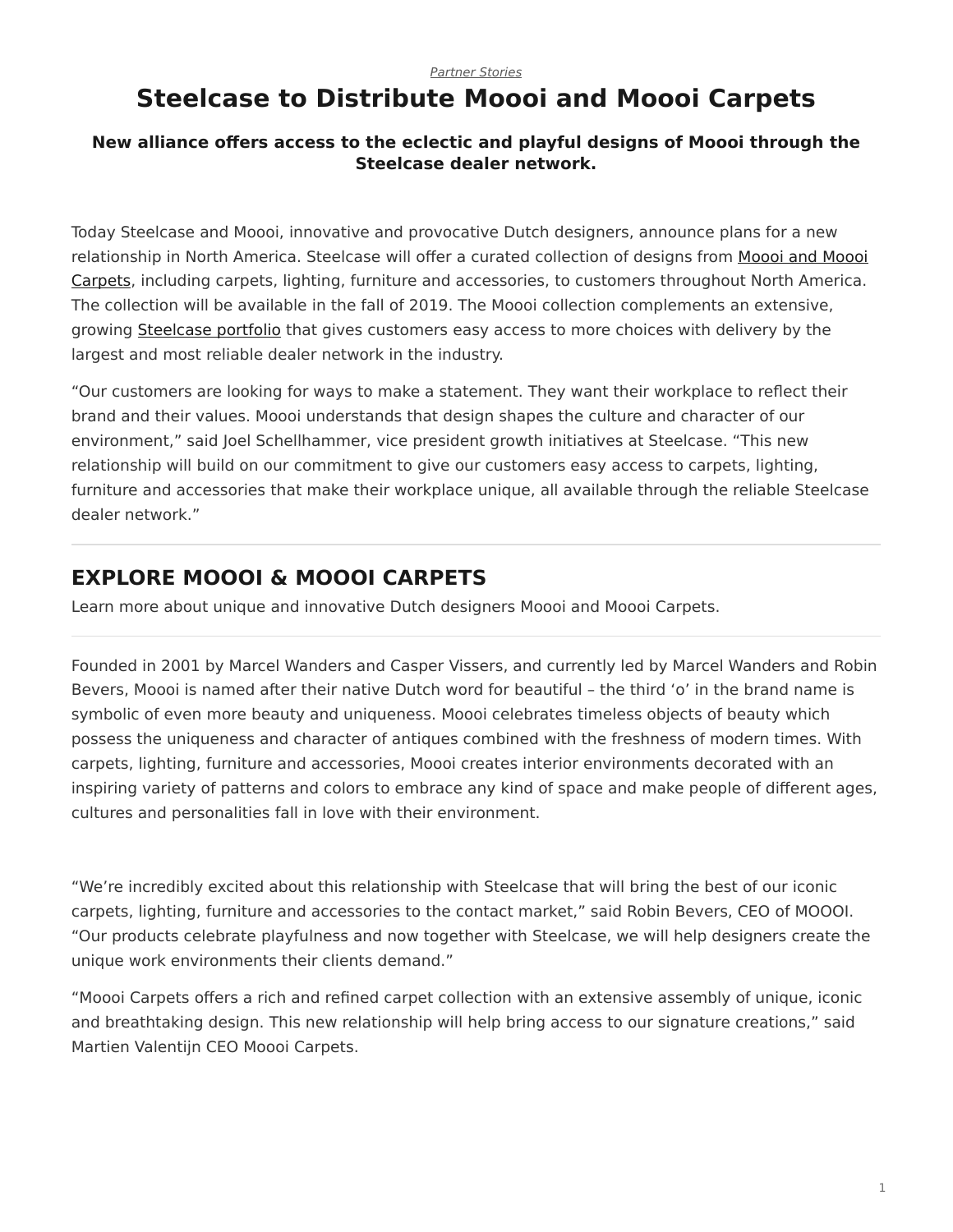*Partner Stories*

# Steelcase to Distribute Moooi and Moooi Carpets

### New alliance offers access to the eclectic and playful designs of Moooi through the Steelcase dealer network.

Today Steelcase and Moooi, innovative and provocative Dutch designers, announce plans for a new relationship in North America. Steelcase will offer a curated collection of designs from Moooi and Moooi Carpets, including carpets, lighting, furniture and accessories, to customers throughout North America. The collection will be available in the fall of 2019. The Moooi collection complements an extensive, growing Steelcase portfolio that gives customers easy access to more choices with delivery by the largest and most reliable dealer network in the industry.

"Our customers are looking for ways to make a statement. They want their workplace to reflect their brand and their values. Moooi understands that design shapes the culture and character of our environment," said Joel Schellhammer, vice president growth initiatives at Steelcase. "This new relationship will build on our commitment to give our customers easy access to carpets, lighting, furniture and accessories that make their workplace unique, all available through the reliable Steelcase dealer network."

---

## EXPLORE MOOOI & MOOOI CARPETS

Learn more about unique and innovative Dutch designers Moooi and Moooi Carpets.

---

Founded in 2001 by Marcel Wanders and Casper Vissers, and currently led by Marcel Wanders and Robin Bevers, Moooi is named after their native Dutch word for beautiful – the third 'o' in the brand name is symbolic of even more beauty and uniqueness. Moooi celebrates timeless objects of beauty which possess the uniqueness and character of antiques combined with the freshness of modern times. With carpets, lighting, furniture and accessories, Moooi creates interior environments decorated with an inspiring variety of patterns and colors to embrace any kind of space and make people of different ages, cultures and personalities fall in love with their environment.

"We're incredibly excited about this relationship with Steelcase that will bring the best of our iconic carpets, lighting, furniture and accessories to the contact market," said Robin Bevers, CEO of MOOOI. "Our products celebrate playfulness and now together with Steelcase, we will help designers create the unique work environments their clients demand."

"Moooi Carpets offers a rich and refined carpet collection with an extensive assembly of unique, iconic and breathtaking design. This new relationship will help bring access to our signature creations," said Martien Valentijn CEO Moooi Carpets.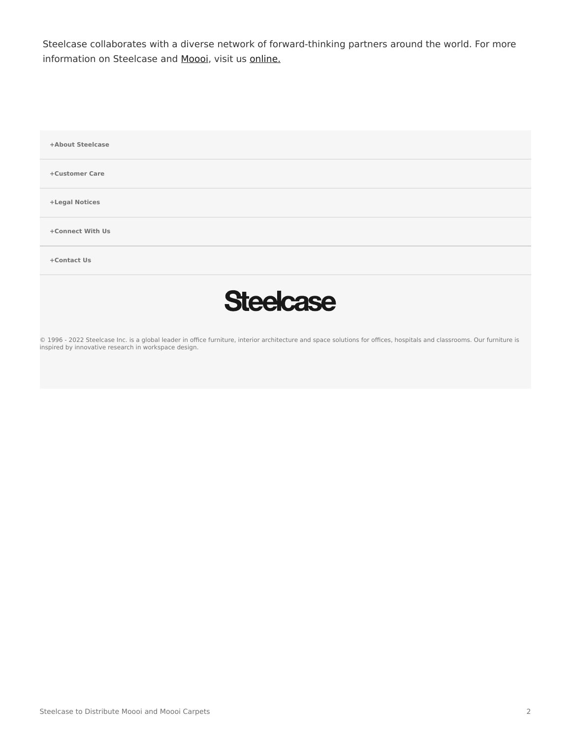Steelcase collaborates with a diverse network of forward-thinking partners around the world. For more information on Steelcase and Moooi, visit us online.

**+About Steelcase**

**+Customer Care**

**+Legal Notices**

**+Connect With Us**

**+Contact Us**

Steelcase

© 1996 - 2022 Steelcase Inc. is a global leader in office furniture, interior architecture and space solutions for offices, hospitals and classrooms. Our furniture is inspired by innovative research in workspace design.